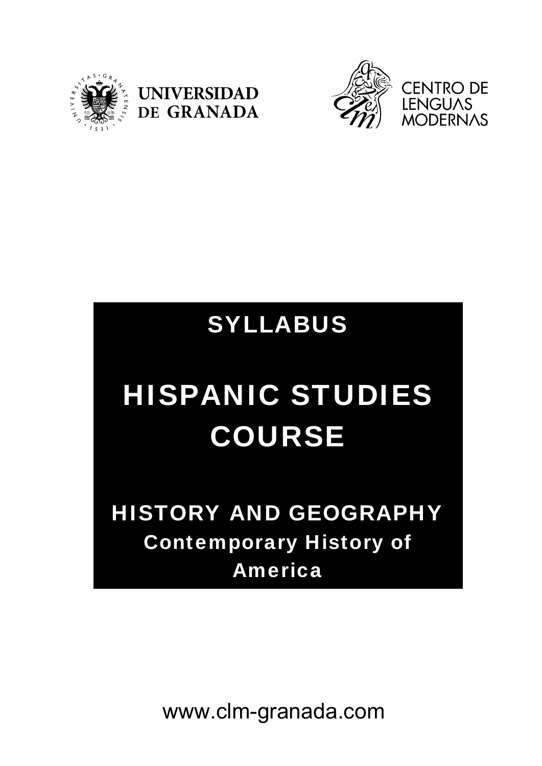UNIVERSIDAD DE GRANADA

CENTRO DE LENGUAS MODERNAS

# SYLLABUS

# HISPANIC STUDIES COURSE

## HISTORY AND GEOGRAPHY

### Contemporary History of America

www.clm-granada.com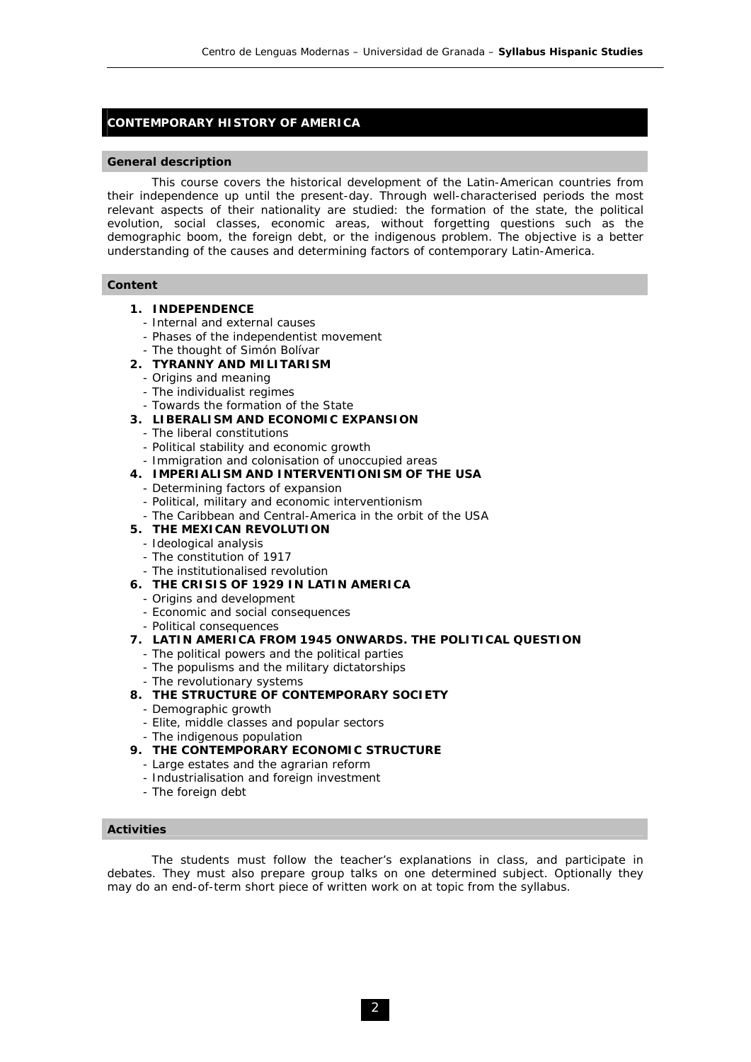## CONTEMPORARY HISTORY OF AMERICA

### General description

This course covers the historical development of the Latin-American countries from their independence up until the present-day. Through well-characterised periods the most relevant aspects of their nationality are studied: the formation of the state, the political evolution, social classes, economic areas, without forgetting questions such as the demographic boom, the foreign debt, or the indigenous problem. The objective is a better understanding of the causes and determining factors of contemporary Latin-America.

### Content

1. **INDEPENDENCE**
   - Internal and external causes
   - Phases of the independentist movement
   - The thought of Simón Bolívar
2. **TYRANNY AND MILITARISM**
   - Origins and meaning
   - The individualist regimes
   - Towards the formation of the State
3. **LIBERALISM AND ECONOMIC EXPANSION**
   - The liberal constitutions
   - Political stability and economic growth
   - Immigration and colonisation of unoccupied areas
4. **IMPERIALISM AND INTERVENTIONISM OF THE USA**
   - Determining factors of expansion
   - Political, military and economic interventionism
   - The Caribbean and Central-America in the orbit of the USA
5. **THE MEXICAN REVOLUTION**
   - Ideological analysis
   - The constitution of 1917
   - The institutionalised revolution
6. **THE CRISIS OF 1929 IN LATIN AMERICA**
   - Origins and development
   - Economic and social consequences
   - Political consequences
7. **LATIN AMERICA FROM 1945 ONWARDS. THE POLITICAL QUESTION**
   - The political powers and the political parties
   - The populisms and the military dictatorships
   - The revolutionary systems
8. **THE STRUCTURE OF CONTEMPORARY SOCIETY**
   - Demographic growth
   - Elite, middle classes and popular sectors
   - The indigenous population
9. **THE CONTEMPORARY ECONOMIC STRUCTURE**
   - Large estates and the agrarian reform
   - Industrialisation and foreign investment
   - The foreign debt

### Activities

The students must follow the teacher's explanations in class, and participate in debates. They must also prepare group talks on one determined subject. Optionally they may do an end-of-term short piece of written work on at topic from the syllabus.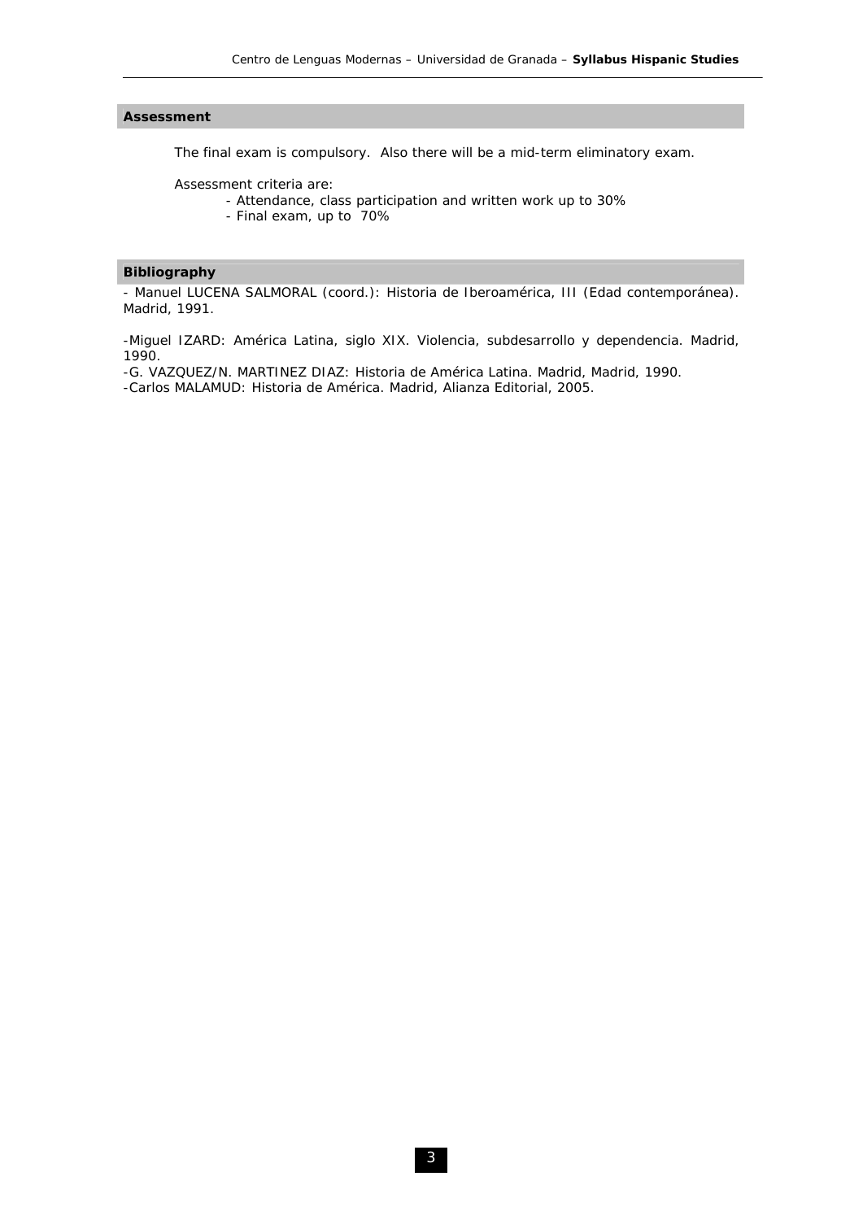## Assessment

The final exam is compulsory. Also there will be a mid-term eliminatory exam.

Assessment criteria are:

- Attendance, class participation and written work up to 30%
- Final exam, up to 70%

## Bibliography

- Manuel LUCENA SALMORAL (coord.): Historia de Iberoamérica, III (Edad contemporánea). Madrid, 1991.

-Miguel IZARD: América Latina, siglo XIX. Violencia, subdesarrollo y dependencia. Madrid, 1990.

-G. VAZQUEZ/N. MARTINEZ DIAZ: Historia de América Latina. Madrid, Madrid, 1990.

-Carlos MALAMUD: Historia de América. Madrid, Alianza Editorial, 2005.